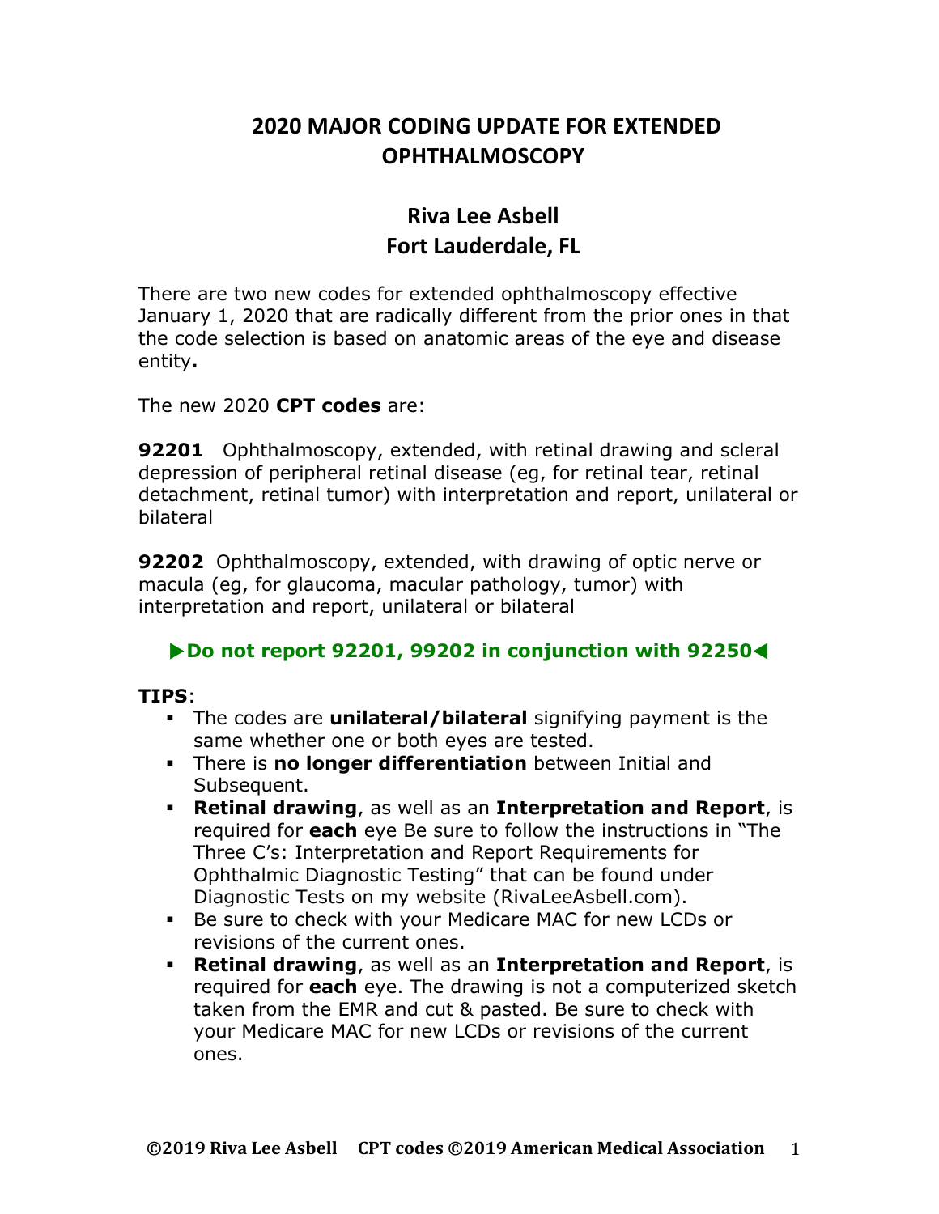# 2020 MAJOR CODING UPDATE FOR EXTENDED OPHTHALMOSCOPY

## Riva Lee Asbell
## Fort Lauderdale, FL

There are two new codes for extended ophthalmoscopy effective January 1, 2020 that are radically different from the prior ones in that the code selection is based on anatomic areas of the eye and disease entity**.**

The new 2020 **CPT codes** are:

**92201** Ophthalmoscopy, extended, with retinal drawing and scleral depression of peripheral retinal disease (eg, for retinal tear, retinal detachment, retinal tumor) with interpretation and report, unilateral or bilateral

**92202** Ophthalmoscopy, extended, with drawing of optic nerve or macula (eg, for glaucoma, macular pathology, tumor) with interpretation and report, unilateral or bilateral

**▶Do not report 92201, 99202 in conjunction with 92250◀**

**TIPS**:

- The codes are **unilateral/bilateral** signifying payment is the same whether one or both eyes are tested.
- There is **no longer differentiation** between Initial and Subsequent.
- **Retinal drawing**, as well as an **Interpretation and Report**, is required for **each** eye Be sure to follow the instructions in "The Three C's: Interpretation and Report Requirements for Ophthalmic Diagnostic Testing" that can be found under Diagnostic Tests on my website (RivaLeeAsbell.com).
- Be sure to check with your Medicare MAC for new LCDs or revisions of the current ones.
- **Retinal drawing**, as well as an **Interpretation and Report**, is required for **each** eye. The drawing is not a computerized sketch taken from the EMR and cut & pasted. Be sure to check with your Medicare MAC for new LCDs or revisions of the current ones.

**©2019 Riva Lee Asbell CPT codes ©2019 American Medical Association**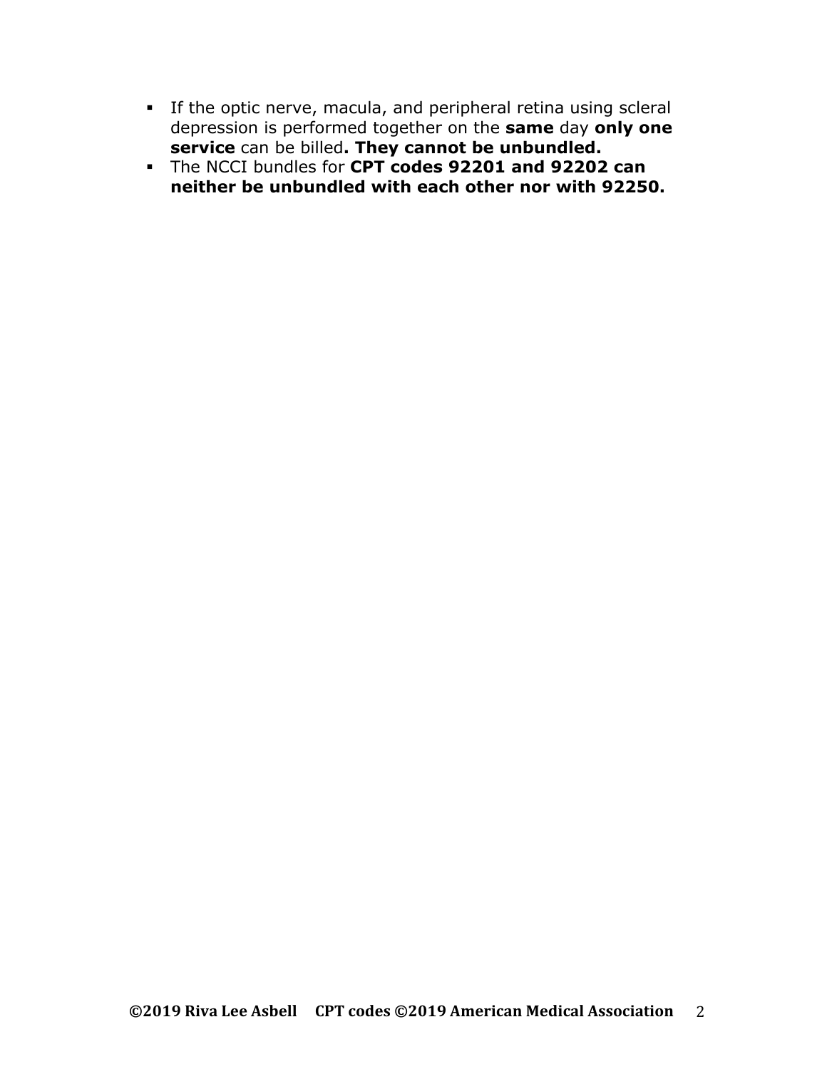- If the optic nerve, macula, and peripheral retina using scleral depression is performed together on the **same** day **only one service** can be billed**. They cannot be unbundled.**
- The NCCI bundles for **CPT codes 92201 and 92202 can neither be unbundled with each other nor with 92250.**

**©2019 Riva Lee Asbell CPT codes ©2019 American Medical Association**